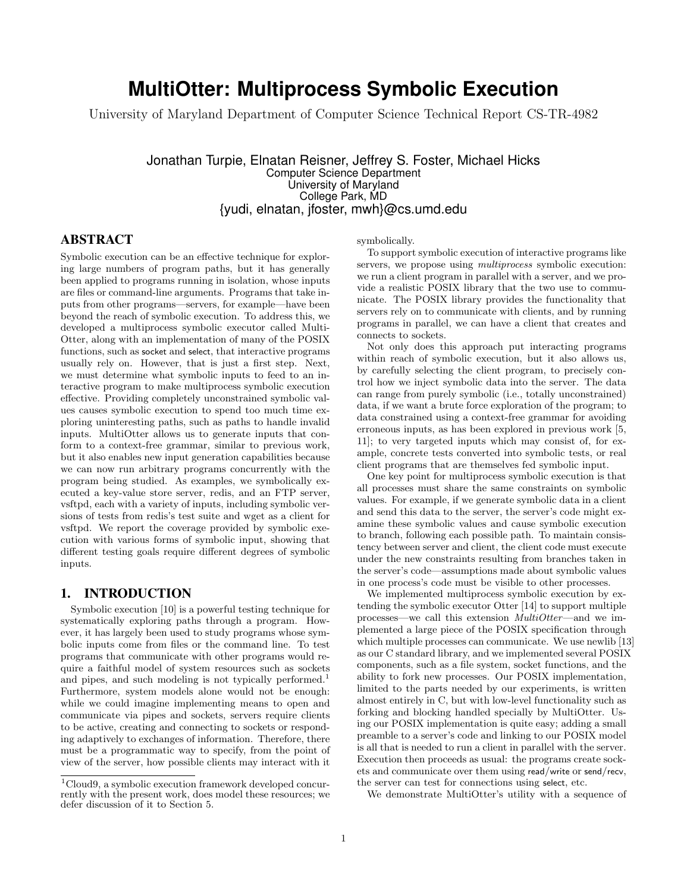# MultiOtter: Multiprocess Symbolic Execution

University of Maryland Department of Computer Science Technical Report CS-TR-4982

Jonathan Turpie, Elnatan Reisner, Jeffrey S. Foster, Michael Hicks
Computer Science Department
University of Maryland
College Park, MD
{yudi, elnatan, jfoster, mwh}@cs.umd.edu

## ABSTRACT

Symbolic execution can be an effective technique for exploring large numbers of program paths, but it has generally been applied to programs running in isolation, whose inputs are files or command-line arguments. Programs that take inputs from other programs—servers, for example—have been beyond the reach of symbolic execution. To address this, we developed a multiprocess symbolic executor called MultiOtter, along with an implementation of many of the POSIX functions, such as socket and select, that interactive programs usually rely on. However, that is just a first step. Next, we must determine what symbolic inputs to feed to an interactive program to make multiprocess symbolic execution effective. Providing completely unconstrained symbolic values causes symbolic execution to spend too much time exploring uninteresting paths, such as paths to handle invalid inputs. MultiOtter allows us to generate inputs that conform to a context-free grammar, similar to previous work, but it also enables new input generation capabilities because we can now run arbitrary programs concurrently with the program being studied. As examples, we symbolically executed a key-value store server, redis, and an FTP server, vsftpd, each with a variety of inputs, including symbolic versions of tests from redis's test suite and wget as a client for vsftpd. We report the coverage provided by symbolic execution with various forms of symbolic input, showing that different testing goals require different degrees of symbolic inputs.

## 1. INTRODUCTION

Symbolic execution [10] is a powerful testing technique for systematically exploring paths through a program. However, it has largely been used to study programs whose symbolic inputs come from files or the command line. To test programs that communicate with other programs would require a faithful model of system resources such as sockets and pipes, and such modeling is not typically performed.[1] Furthermore, system models alone would not be enough: while we could imagine implementing means to open and communicate via pipes and sockets, servers require clients to be active, creating and connecting to sockets or responding adaptively to exchanges of information. Therefore, there must be a programmatic way to specify, from the point of view of the server, how possible clients may interact with it symbolically.

To support symbolic execution of interactive programs like servers, we propose using *multiprocess* symbolic execution: we run a client program in parallel with a server, and we provide a realistic POSIX library that the two use to communicate. The POSIX library provides the functionality that servers rely on to communicate with clients, and by running programs in parallel, we can have a client that creates and connects to sockets.

Not only does this approach put interacting programs within reach of symbolic execution, but it also allows us, by carefully selecting the client program, to precisely control how we inject symbolic data into the server. The data can range from purely symbolic (i.e., totally unconstrained) data, if we want a brute force exploration of the program; to data constrained using a context-free grammar for avoiding erroneous inputs, as has been explored in previous work [5, 11]; to very targeted inputs which may consist of, for example, concrete tests converted into symbolic tests, or real client programs that are themselves fed symbolic input.

One key point for multiprocess symbolic execution is that all processes must share the same constraints on symbolic values. For example, if we generate symbolic data in a client and send this data to the server, the server's code might examine these symbolic values and cause symbolic execution to branch, following each possible path. To maintain consistency between server and client, the client code must execute under the new constraints resulting from branches taken in the server's code—assumptions made about symbolic values in one process's code must be visible to other processes.

We implemented multiprocess symbolic execution by extending the symbolic executor Otter [14] to support multiple processes—we call this extension *MultiOtter*—and we implemented a large piece of the POSIX specification through which multiple processes can communicate. We use newlib [13] as our C standard library, and we implemented several POSIX components, such as a file system, socket functions, and the ability to fork new processes. Our POSIX implementation, limited to the parts needed by our experiments, is written almost entirely in C, but with low-level functionality such as forking and blocking handled specially by MultiOtter. Using our POSIX implementation is quite easy; adding a small preamble to a server's code and linking to our POSIX model is all that is needed to run a client in parallel with the server. Execution then proceeds as usual: the programs create sockets and communicate over them using read/write or send/recv, the server can test for connections using select, etc.

We demonstrate MultiOtter's utility with a sequence of

[1] Cloud9, a symbolic execution framework developed concurrently with the present work, does model these resources; we defer discussion of it to Section 5.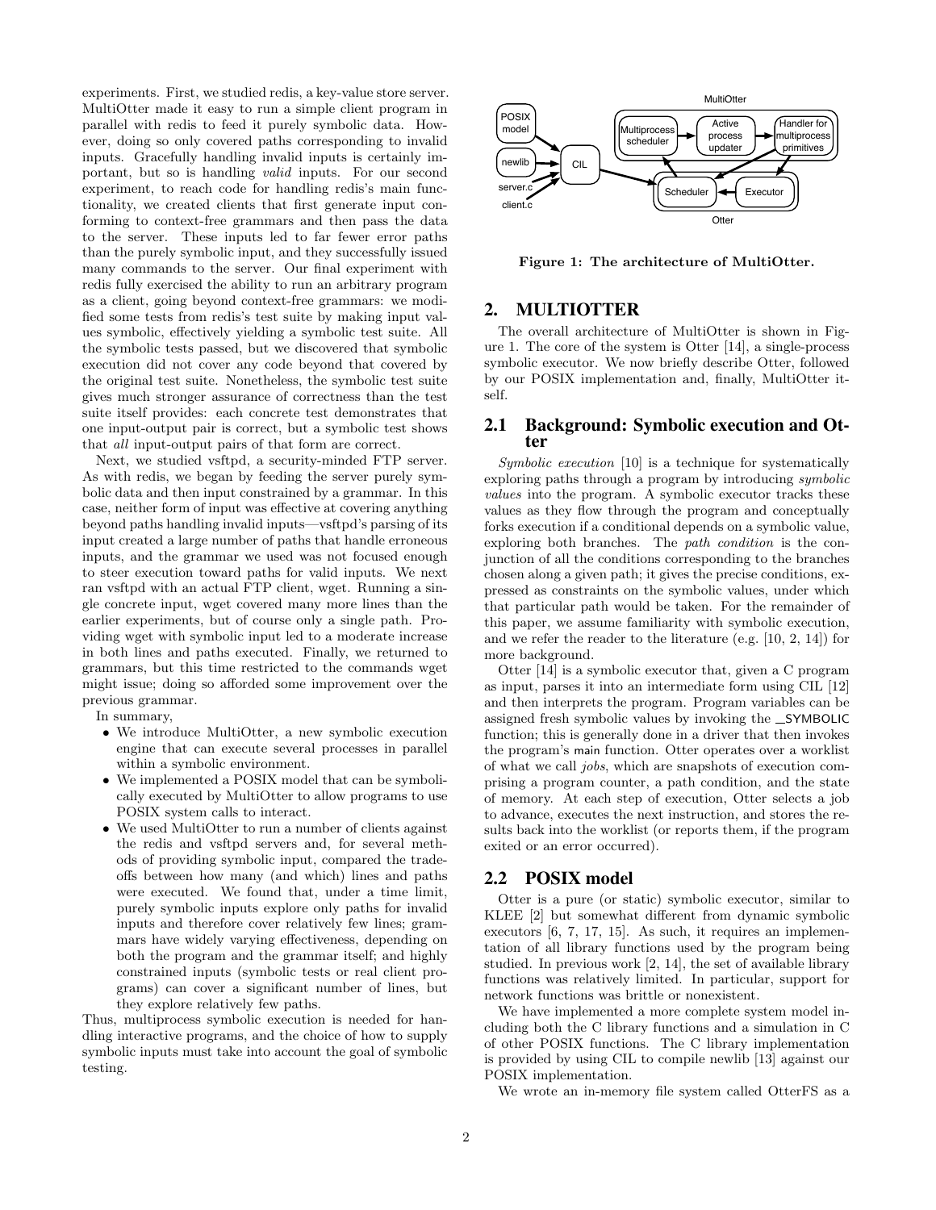experiments. First, we studied redis, a key-value store server. MultiOtter made it easy to run a simple client program in parallel with redis to feed it purely symbolic data. However, doing so only covered paths corresponding to invalid inputs. Gracefully handling invalid inputs is certainly important, but so is handling *valid* inputs. For our second experiment, to reach code for handling redis's main functionality, we created clients that first generate input conforming to context-free grammars and then pass the data to the server. These inputs led to far fewer error paths than the purely symbolic input, and they successfully issued many commands to the server. Our final experiment with redis fully exercised the ability to run an arbitrary program as a client, going beyond context-free grammars: we modified some tests from redis's test suite by making input values symbolic, effectively yielding a symbolic test suite. All the symbolic tests passed, but we discovered that symbolic execution did not cover any code beyond that covered by the original test suite. Nonetheless, the symbolic test suite gives much stronger assurance of correctness than the test suite itself provides: each concrete test demonstrates that one input-output pair is correct, but a symbolic test shows that *all* input-output pairs of that form are correct.

Next, we studied vsftpd, a security-minded FTP server. As with redis, we began by feeding the server purely symbolic data and then input constrained by a grammar. In this case, neither form of input was effective at covering anything beyond paths handling invalid inputs—vsftpd's parsing of its input created a large number of paths that handle erroneous inputs, and the grammar we used was not focused enough to steer execution toward paths for valid inputs. We next ran vsftpd with an actual FTP client, wget. Running a single concrete input, wget covered many more lines than the earlier experiments, but of course only a single path. Providing wget with symbolic input led to a moderate increase in both lines and paths executed. Finally, we returned to grammars, but this time restricted to the commands wget might issue; doing so afforded some improvement over the previous grammar.

In summary,

- We introduce MultiOtter, a new symbolic execution engine that can execute several processes in parallel within a symbolic environment.
- We implemented a POSIX model that can be symbolically executed by MultiOtter to allow programs to use POSIX system calls to interact.
- We used MultiOtter to run a number of clients against the redis and vsftpd servers and, for several methods of providing symbolic input, compared the tradeoffs between how many (and which) lines and paths were executed. We found that, under a time limit, purely symbolic inputs explore only paths for invalid inputs and therefore cover relatively few lines; grammars have widely varying effectiveness, depending on both the program and the grammar itself; and highly constrained inputs (symbolic tests or real client programs) can cover a significant number of lines, but they explore relatively few paths.

Thus, multiprocess symbolic execution is needed for handling interactive programs, and the choice of how to supply symbolic inputs must take into account the goal of symbolic testing.

MultiOtter

POSIX model

newlib

server.c

client.c

CIL

Multiprocess scheduler

Active process updater

Handler for multiprocess primitives

Scheduler

Executor

Otter

**Figure 1: The architecture of MultiOtter.**

## 2. MULTIOTTER

The overall architecture of MultiOtter is shown in Figure 1. The core of the system is Otter [14], a single-process symbolic executor. We now briefly describe Otter, followed by our POSIX implementation and, finally, MultiOtter itself.

### 2.1 Background: Symbolic execution and Otter

*Symbolic execution* [10] is a technique for systematically exploring paths through a program by introducing *symbolic values* into the program. A symbolic executor tracks these values as they flow through the program and conceptually forks execution if a conditional depends on a symbolic value, exploring both branches. The *path condition* is the conjunction of all the conditions corresponding to the branches chosen along a given path; it gives the precise conditions, expressed as constraints on the symbolic values, under which that particular path would be taken. For the remainder of this paper, we assume familiarity with symbolic execution, and we refer the reader to the literature (e.g. [10, 2, 14]) for more background.

Otter [14] is a symbolic executor that, given a C program as input, parses it into an intermediate form using CIL [12] and then interprets the program. Program variables can be assigned fresh symbolic values by invoking the __SYMBOLIC function; this is generally done in a driver that then invokes the program's main function. Otter operates over a worklist of what we call *jobs*, which are snapshots of execution comprising a program counter, a path condition, and the state of memory. At each step of execution, Otter selects a job to advance, executes the next instruction, and stores the results back into the worklist (or reports them, if the program exited or an error occurred).

### 2.2 POSIX model

Otter is a pure (or static) symbolic executor, similar to KLEE [2] but somewhat different from dynamic symbolic executors [6, 7, 17, 15]. As such, it requires an implementation of all library functions used by the program being studied. In previous work [2, 14], the set of available library functions was relatively limited. In particular, support for network functions was brittle or nonexistent.

We have implemented a more complete system model including both the C library functions and a simulation in C of other POSIX functions. The C library implementation is provided by using CIL to compile newlib [13] against our POSIX implementation.

We wrote an in-memory file system called OtterFS as a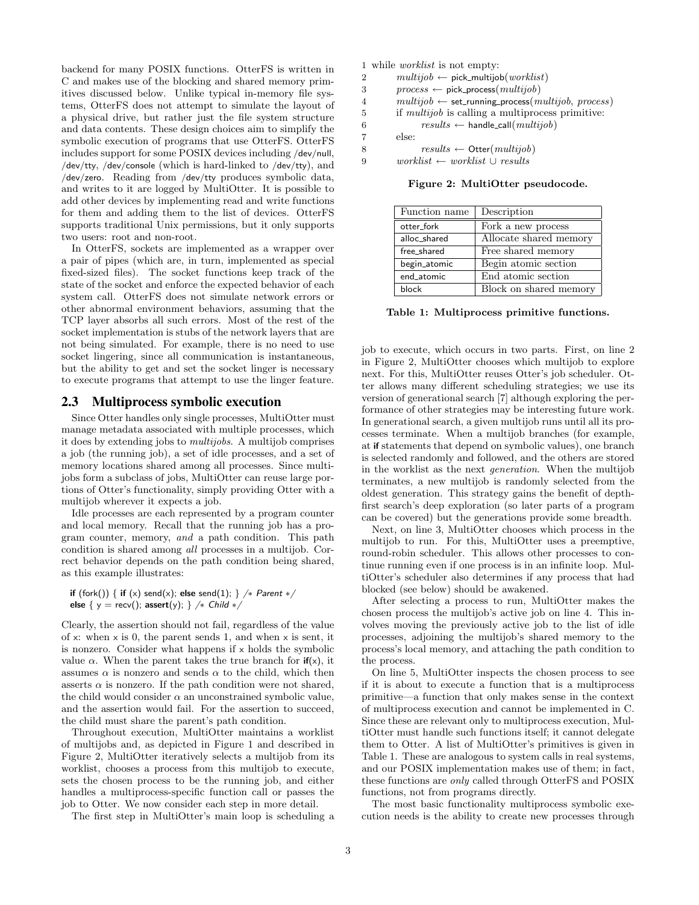backend for many POSIX functions. OtterFS is written in C and makes use of the blocking and shared memory primitives discussed below. Unlike typical in-memory file systems, OtterFS does not attempt to simulate the layout of a physical drive, but rather just the file system structure and data contents. These design choices aim to simplify the symbolic execution of programs that use OtterFS. OtterFS includes support for some POSIX devices including /dev/null, /dev/tty, /dev/console (which is hard-linked to /dev/tty), and /dev/zero. Reading from /dev/tty produces symbolic data, and writes to it are logged by MultiOtter. It is possible to add other devices by implementing read and write functions for them and adding them to the list of devices. OtterFS supports traditional Unix permissions, but it only supports two users: root and non-root.

In OtterFS, sockets are implemented as a wrapper over a pair of pipes (which are, in turn, implemented as special fixed-sized files). The socket functions keep track of the state of the socket and enforce the expected behavior of each system call. OtterFS does not simulate network errors or other abnormal environment behaviors, assuming that the TCP layer absorbs all such errors. Most of the rest of the socket implementation is stubs of the network layers that are not being simulated. For example, there is no need to use socket lingering, since all communication is instantaneous, but the ability to get and set the socket linger is necessary to execute programs that attempt to use the linger feature.

## 2.3 Multiprocess symbolic execution

Since Otter handles only single processes, MultiOtter must manage metadata associated with multiple processes, which it does by extending jobs to *multijobs*. A multijob comprises a job (the running job), a set of idle processes, and a set of memory locations shared among all processes. Since multijobs form a subclass of jobs, MultiOtter can reuse large portions of Otter's functionality, simply providing Otter with a multijob wherever it expects a job.

Idle processes are each represented by a program counter and local memory. Recall that the running job has a program counter, memory, *and* a path condition. This path condition is shared among *all* processes in a multijob. Correct behavior depends on the path condition being shared, as this example illustrates:

```
if (fork()) { if (x) send(x); else send(1); } /* Parent */
else { y = recv(); assert(y); } /* Child */
```

Clearly, the assertion should not fail, regardless of the value of x: when x is 0, the parent sends 1, and when x is sent, it is nonzero. Consider what happens if x holds the symbolic value $\alpha$. When the parent takes the true branch for **if**(x), it assumes $\alpha$ is nonzero and sends $\alpha$ to the child, which then asserts $\alpha$ is nonzero. If the path condition were not shared, the child would consider $\alpha$ an unconstrained symbolic value, and the assertion would fail. For the assertion to succeed, the child must share the parent's path condition.

Throughout execution, MultiOtter maintains a worklist of multijobs and, as depicted in Figure 1 and described in Figure 2, MultiOtter iteratively selects a multijob from its worklist, chooses a process from this multijob to execute, sets the chosen process to be the running job, and either handles a multiprocess-specific function call or passes the job to Otter. We now consider each step in more detail.

The first step in MultiOtter's main loop is scheduling a job to execute, which occurs in two parts. First, on line 2 in Figure 2, MultiOtter chooses which multijob to explore next. For this, MultiOtter reuses Otter's job scheduler. Otter allows many different scheduling strategies; we use its version of generational search [7] although exploring the performance of other strategies may be interesting future work. In generational search, a given multijob runs until all its processes terminate. When a multijob branches (for example, at **if** statements that depend on symbolic values), one branch is selected randomly and followed, and the others are stored in the worklist as the next *generation*. When the multijob terminates, a new multijob is randomly selected from the oldest generation. This strategy gains the benefit of depth-first search's deep exploration (so later parts of a program can be covered) but the generations provide some breadth.

```
1 while worklist is not empty:
2       multijob ← pick_multijob(worklist)
3       process ← pick_process(multijob)
4       multijob ← set_running_process(multijob, process)
5       if multijob is calling a multiprocess primitive:
6             results ← handle_call(multijob)
7       else:
8             results ← Otter(multijob)
9       worklist ← worklist ∪ results
```

**Figure 2: MultiOtter pseudocode.**

| Function name | Description |
|---|---|
| otter_fork | Fork a new process |
| alloc_shared | Allocate shared memory |
| free_shared | Free shared memory |
| begin_atomic | Begin atomic section |
| end_atomic | End atomic section |
| block | Block on shared memory |

**Table 1: Multiprocess primitive functions.**

Next, on line 3, MultiOtter chooses which process in the multijob to run. For this, MultiOtter uses a preemptive, round-robin scheduler. This allows other processes to continue running even if one process is in an infinite loop. MultiOtter's scheduler also determines if any process that had blocked (see below) should be awakened.

After selecting a process to run, MultiOtter makes the chosen process the multijob's active job on line 4. This involves moving the previously active job to the list of idle processes, adjoining the multijob's shared memory to the process's local memory, and attaching the path condition to the process.

On line 5, MultiOtter inspects the chosen process to see if it is about to execute a function that is a multiprocess primitive—a function that only makes sense in the context of multiprocess execution and cannot be implemented in C. Since these are relevant only to multiprocess execution, MultiOtter must handle such functions itself; it cannot delegate them to Otter. A list of MultiOtter's primitives is given in Table 1. These are analogous to system calls in real systems, and our POSIX implementation makes use of them; in fact, these functions are *only* called through OtterFS and POSIX functions, not from programs directly.

The most basic functionality multiprocess symbolic execution needs is the ability to create new processes through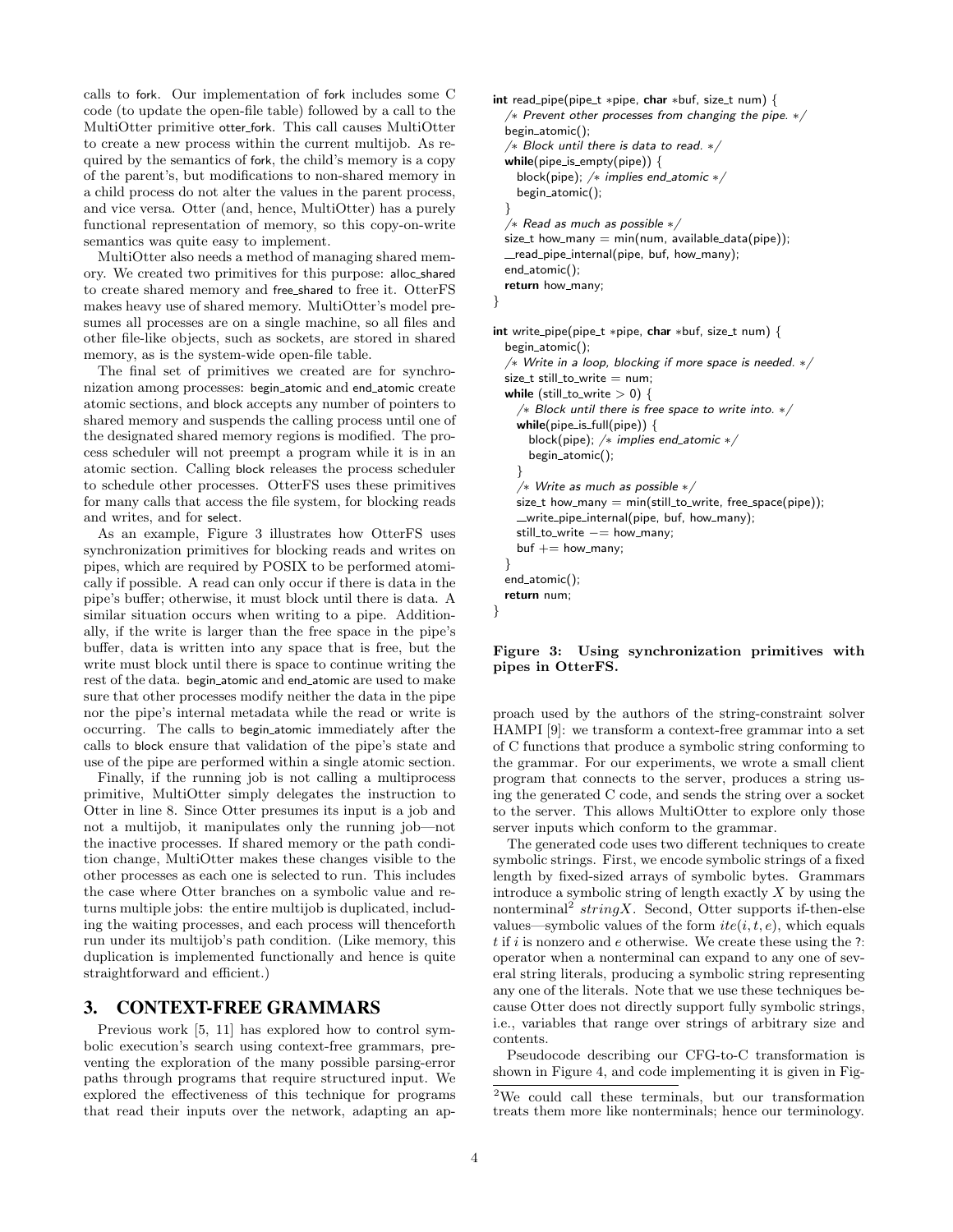calls to fork. Our implementation of fork includes some C code (to update the open-file table) followed by a call to the MultiOtter primitive otter_fork. This call causes MultiOtter to create a new process within the current multijob. As required by the semantics of fork, the child's memory is a copy of the parent's, but modifications to non-shared memory in a child process do not alter the values in the parent process, and vice versa. Otter (and, hence, MultiOtter) has a purely functional representation of memory, so this copy-on-write semantics was quite easy to implement.

MultiOtter also needs a method of managing shared memory. We created two primitives for this purpose: alloc_shared to create shared memory and free_shared to free it. OtterFS makes heavy use of shared memory. MultiOtter's model presumes all processes are on a single machine, so all files and other file-like objects, such as sockets, are stored in shared memory, as is the system-wide open-file table.

The final set of primitives we created are for synchronization among processes: begin_atomic and end_atomic create atomic sections, and block accepts any number of pointers to shared memory and suspends the calling process until one of the designated shared memory regions is modified. The process scheduler will not preempt a program while it is in an atomic section. Calling block releases the process scheduler to schedule other processes. OtterFS uses these primitives for many calls that access the file system, for blocking reads and writes, and for select.

As an example, Figure 3 illustrates how OtterFS uses synchronization primitives for blocking reads and writes on pipes, which are required by POSIX to be performed atomically if possible. A read can only occur if there is data in the pipe's buffer; otherwise, it must block until there is data. A similar situation occurs when writing to a pipe. Additionally, if the write is larger than the free space in the pipe's buffer, data is written into any space that is free, but the write must block until there is space to continue writing the rest of the data. begin_atomic and end_atomic are used to make sure that other processes modify neither the data in the pipe nor the pipe's internal metadata while the read or write is occurring. The calls to begin_atomic immediately after the calls to block ensure that validation of the pipe's state and use of the pipe are performed within a single atomic section.

Finally, if the running job is not calling a multiprocess primitive, MultiOtter simply delegates the instruction to Otter in line 8. Since Otter presumes its input is a job and not a multijob, it manipulates only the running job—not the inactive processes. If shared memory or the path condition change, MultiOtter makes these changes visible to the other processes as each one is selected to run. This includes the case where Otter branches on a symbolic value and returns multiple jobs: the entire multijob is duplicated, including the waiting processes, and each process will thenceforth run under its multijob's path condition. (Like memory, this duplication is implemented functionally and hence is quite straightforward and efficient.)

```
int read_pipe(pipe_t *pipe, char *buf, size_t num) {
  /* Prevent other processes from changing the pipe. */
  begin_atomic();
  /* Block until there is data to read. */
  while(pipe_is_empty(pipe)) {
    block(pipe); /* implies end_atomic */
    begin_atomic();
  }
  /* Read as much as possible */
  size_t how_many = min(num, available_data(pipe));
  __read_pipe_internal(pipe, buf, how_many);
  end_atomic();
  return how_many;
}

int write_pipe(pipe_t *pipe, char *buf, size_t num) {
  begin_atomic();
  /* Write in a loop, blocking if more space is needed. */
  size_t still_to_write = num;
  while (still_to_write > 0) {
    /* Block until there is free space to write into. */
    while(pipe_is_full(pipe)) {
      block(pipe); /* implies end_atomic */
      begin_atomic();
    }
    /* Write as much as possible */
    size_t how_many = min(still_to_write, free_space(pipe));
    __write_pipe_internal(pipe, buf, how_many);
    still_to_write -= how_many;
    buf += how_many;
  }
  end_atomic();
  return num;
}
```

**Figure 3: Using synchronization primitives with pipes in OtterFS.**

## 3. CONTEXT-FREE GRAMMARS

Previous work [5, 11] has explored how to control symbolic execution's search using context-free grammars, preventing the exploration of the many possible parsing-error paths through programs that require structured input. We explored the effectiveness of this technique for programs that read their inputs over the network, adapting an approach used by the authors of the string-constraint solver HAMPI [9]: we transform a context-free grammar into a set of C functions that produce a symbolic string conforming to the grammar. For our experiments, we wrote a small client program that connects to the server, produces a string using the generated C code, and sends the string over a socket to the server. This allows MultiOtter to explore only those server inputs which conform to the grammar.

The generated code uses two different techniques to create symbolic strings. First, we encode symbolic strings of a fixed length by fixed-sized arrays of symbolic bytes. Grammars introduce a symbolic string of length exactly $X$ by using the nonterminal[2] $stringX$. Second, Otter supports if-then-else values—symbolic values of the form $ite(i, t, e)$, which equals $t$ if $i$ is nonzero and $e$ otherwise. We create these using the ?: operator when a nonterminal can expand to any one of several string literals, producing a symbolic string representing any one of the literals. Note that we use these techniques because Otter does not directly support fully symbolic strings, i.e., variables that range over strings of arbitrary size and contents.

Pseudocode describing our CFG-to-C transformation is shown in Figure 4, and code implementing it is given in Fig-

[2]We could call these terminals, but our transformation treats them more like nonterminals; hence our terminology.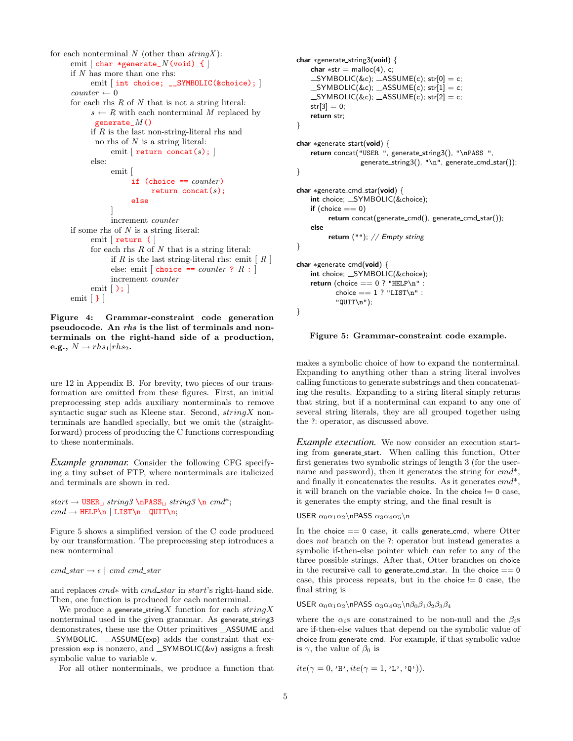```
for each nonterminal N (other than stringX):
    emit [ char *generate_N(void) { ]
    if N has more than one rhs:
        emit [ int choice; __SYMBOLIC(&choice); ]
    counter ← 0
    for each rhs R of N that is not a string literal:
        s ← R with each nonterminal M replaced by
          generate_M()
        if R is the last non-string-literal rhs and
          no rhs of N is a string literal:
            emit [ return concat(s); ]
        else:
            emit [
                if (choice == counter)
                    return concat(s);
                else
            ]
            increment counter
    if some rhs of N is a string literal:
        emit [ return ( ]
        for each rhs R of N that is a string literal:
            if R is the last string-literal rhs: emit [ R ]
            else: emit [ choice == counter ? R : ]
            increment counter
        emit [ ); ]
    emit [ } ]
```

**Figure 4: Grammar-constraint code generation pseudocode. An *rhs* is the list of terminals and nonterminals on the right-hand side of a production, e.g., $N \rightarrow rhs_1 | rhs_2$.**

ure 12 in Appendix B. For brevity, two pieces of our transformation are omitted from these figures. First, an initial preprocessing step adds auxiliary nonterminals to remove syntactic sugar such as Kleene star. Second, *stringX* nonterminals are handled specially, but we omit the (straightforward) process of producing the C functions corresponding to these nonterminals.

*Example grammar.* Consider the following CFG specifying a tiny subset of FTP, where nonterminals are italicized and terminals are shown in red.

*start* → USER␣ *string3* \nPASS␣ *string3* \n *cmd*\*;
*cmd* → HELP\n | LIST\n | QUIT\n;

Figure 5 shows a simplified version of the C code produced by our transformation. The preprocessing step introduces a new nonterminal

*cmd_star* → $\epsilon$ | *cmd cmd_star*

and replaces *cmd\** with *cmd_star* in *start*'s right-hand side. Then, one function is produced for each nonterminal.

We produce a generate_string$X$ function for each *stringX* nonterminal used in the given grammar. As generate_string3 demonstrates, these use the Otter primitives __ASSUME and __SYMBOLIC. __ASSUME(exp) adds the constraint that expression exp is nonzero, and __SYMBOLIC(&v) assigns a fresh symbolic value to variable v.

For all other nonterminals, we produce a function that makes a symbolic choice of how to expand the nonterminal. Expanding to anything other than a string literal involves calling functions to generate substrings and then concatenating the results. Expanding to a string literal simply returns that string, but if a nonterminal can expand to any one of several string literals, they are all grouped together using the ?: operator, as discussed above.

```
char *generate_string3(void) {
    char *str = malloc(4), c;
    __SYMBOLIC(&c); __ASSUME(c); str[0] = c;
    __SYMBOLIC(&c); __ASSUME(c); str[1] = c;
    __SYMBOLIC(&c); __ASSUME(c); str[2] = c;
    str[3] = 0;
    return str;
}

char *generate_start(void) {
    return concat("USER ", generate_string3(), "\nPASS ",
                  generate_string3(), "\n", generate_cmd_star());
}

char *generate_cmd_star(void) {
    int choice; __SYMBOLIC(&choice);
    if (choice == 0)
        return concat(generate_cmd(), generate_cmd_star());
    else
        return (""); // Empty string
}

char *generate_cmd(void) {
    int choice; __SYMBOLIC(&choice);
    return (choice == 0 ? "HELP\n" :
            choice == 1 ? "LIST\n" :
            "QUIT\n");
}
```

**Figure 5: Grammar-constraint code example.**

*Example execution.* We now consider an execution starting from generate_start. When calling this function, Otter first generates two symbolic strings of length 3 (for the username and password), then it generates the string for *cmd\**, and finally it concatenates the results. As it generates *cmd\**, it will branch on the variable choice. In the choice != 0 case, it generates the empty string, and the final result is

USER $\alpha_0\alpha_1\alpha_2$\nPASS $\alpha_3\alpha_4\alpha_5$\n

In the choice == 0 case, it calls generate_cmd, where Otter does *not* branch on the ?: operator but instead generates a symbolic if-then-else pointer which can refer to any of the three possible strings. After that, Otter branches on choice in the recursive call to generate_cmd_star. In the choice == 0 case, this process repeats, but in the choice != 0 case, the final string is

USER $\alpha_0\alpha_1\alpha_2$\nPASS $\alpha_3\alpha_4\alpha_5$\n$\beta_0\beta_1\beta_2\beta_3\beta_4$

where the $\alpha_i$s are constrained to be non-null and the $\beta_i$s are if-then-else values that depend on the symbolic value of choice from generate_cmd. For example, if that symbolic value is $\gamma$, the value of $\beta_0$ is

$ite(\gamma = 0, \texttt{'H'}, ite(\gamma = 1, \texttt{'L'}, \texttt{'Q'}))$.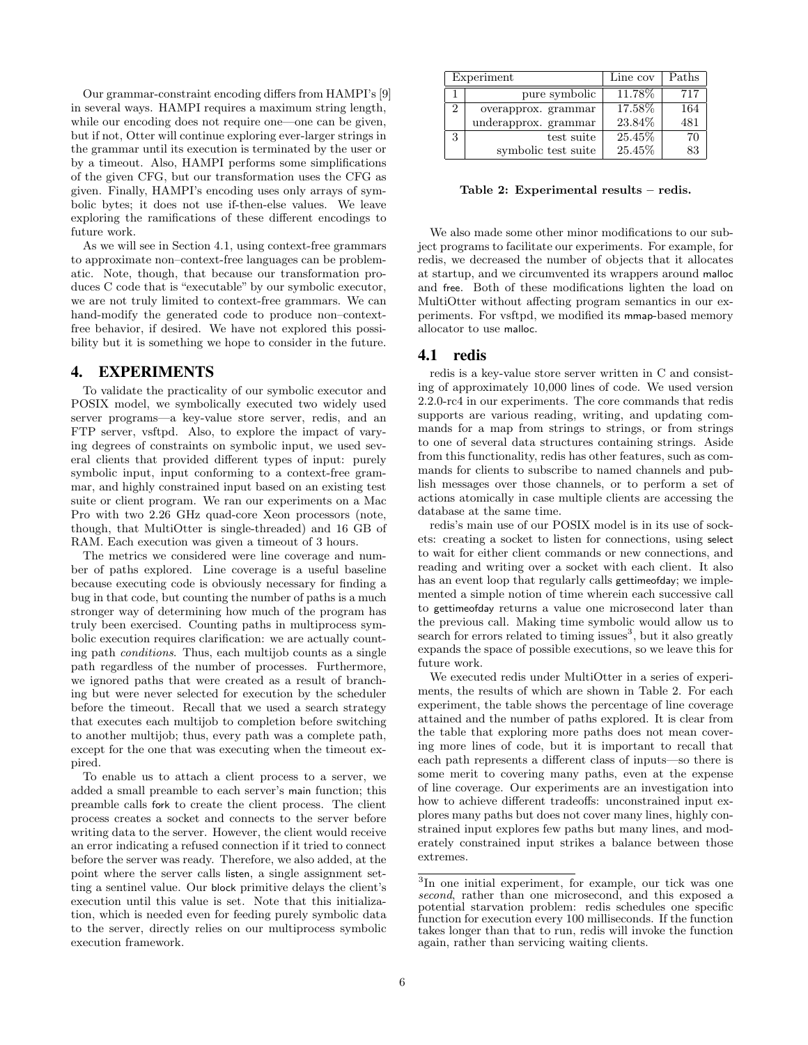Our grammar-constraint encoding differs from HAMPI's [9] in several ways. HAMPI requires a maximum string length, while our encoding does not require one—one can be given, but if not, Otter will continue exploring ever-larger strings in the grammar until its execution is terminated by the user or by a timeout. Also, HAMPI performs some simplifications of the given CFG, but our transformation uses the CFG as given. Finally, HAMPI's encoding uses only arrays of symbolic bytes; it does not use if-then-else values. We leave exploring the ramifications of these different encodings to future work.

As we will see in Section 4.1, using context-free grammars to approximate non–context-free languages can be problematic. Note, though, that because our transformation produces C code that is "executable" by our symbolic executor, we are not truly limited to context-free grammars. We can hand-modify the generated code to produce non–context-free behavior, if desired. We have not explored this possibility but it is something we hope to consider in the future.

## 4. EXPERIMENTS

To validate the practicality of our symbolic executor and POSIX model, we symbolically executed two widely used server programs—a key-value store server, redis, and an FTP server, vsftpd. Also, to explore the impact of varying degrees of constraints on symbolic input, we used several clients that provided different types of input: purely symbolic input, input conforming to a context-free grammar, and highly constrained input based on an existing test suite or client program. We ran our experiments on a Mac Pro with two 2.26 GHz quad-core Xeon processors (note, though, that MultiOtter is single-threaded) and 16 GB of RAM. Each execution was given a timeout of 3 hours.

The metrics we considered were line coverage and number of paths explored. Line coverage is a useful baseline because executing code is obviously necessary for finding a bug in that code, but counting the number of paths is a much stronger way of determining how much of the program has truly been exercised. Counting paths in multiprocess symbolic execution requires clarification: we are actually counting path *conditions*. Thus, each multijob counts as a single path regardless of the number of processes. Furthermore, we ignored paths that were created as a result of branching but were never selected for execution by the scheduler before the timeout. Recall that we used a search strategy that executes each multijob to completion before switching to another multijob; thus, every path was a complete path, except for the one that was executing when the timeout expired.

To enable us to attach a client process to a server, we added a small preamble to each server's main function; this preamble calls fork to create the client process. The client process creates a socket and connects to the server before writing data to the server. However, the client would receive an error indicating a refused connection if it tried to connect before the server was ready. Therefore, we also added, at the point where the server calls listen, a single assignment setting a sentinel value. Our block primitive delays the client's execution until this value is set. Note that this initialization, which is needed even for feeding purely symbolic data to the server, directly relies on our multiprocess symbolic execution framework.

| Experiment | | Line cov | Paths |
|---|---|---|---|
| 1 | pure symbolic | 11.78% | 717 |
| 2 | overapprox. grammar | 17.58% | 164 |
| | underapprox. grammar | 23.84% | 481 |
| 3 | test suite | 25.45% | 70 |
| | symbolic test suite | 25.45% | 83 |

**Table 2: Experimental results – redis.**

We also made some other minor modifications to our subject programs to facilitate our experiments. For example, for redis, we decreased the number of objects that it allocates at startup, and we circumvented its wrappers around malloc and free. Both of these modifications lighten the load on MultiOtter without affecting program semantics in our experiments. For vsftpd, we modified its mmap-based memory allocator to use malloc.

### 4.1 redis

redis is a key-value store server written in C and consisting of approximately 10,000 lines of code. We used version 2.2.0-rc4 in our experiments. The core commands that redis supports are various reading, writing, and updating commands for a map from strings to strings, or from strings to one of several data structures containing strings. Aside from this functionality, redis has other features, such as commands for clients to subscribe to named channels and publish messages over those channels, or to perform a set of actions atomically in case multiple clients are accessing the database at the same time.

redis's main use of our POSIX model is in its use of sockets: creating a socket to listen for connections, using select to wait for either client commands or new connections, and reading and writing over a socket with each client. It also has an event loop that regularly calls gettimeofday; we implemented a simple notion of time wherein each successive call to gettimeofday returns a value one microsecond later than the previous call. Making time symbolic would allow us to search for errors related to timing issues[3], but it also greatly expands the space of possible executions, so we leave this for future work.

We executed redis under MultiOtter in a series of experiments, the results of which are shown in Table 2. For each experiment, the table shows the percentage of line coverage attained and the number of paths explored. It is clear from the table that exploring more paths does not mean covering more lines of code, but it is important to recall that each path represents a different class of inputs—so there is some merit to covering many paths, even at the expense of line coverage. Our experiments are an investigation into how to achieve different tradeoffs: unconstrained input explores many paths but does not cover many lines, highly constrained input explores few paths but many lines, and moderately constrained input strikes a balance between those extremes.

[3]In one initial experiment, for example, our tick was one *second*, rather than one microsecond, and this exposed a potential starvation problem: redis schedules one specific function for execution every 100 milliseconds. If the function takes longer than that to run, redis will invoke the function again, rather than servicing waiting clients.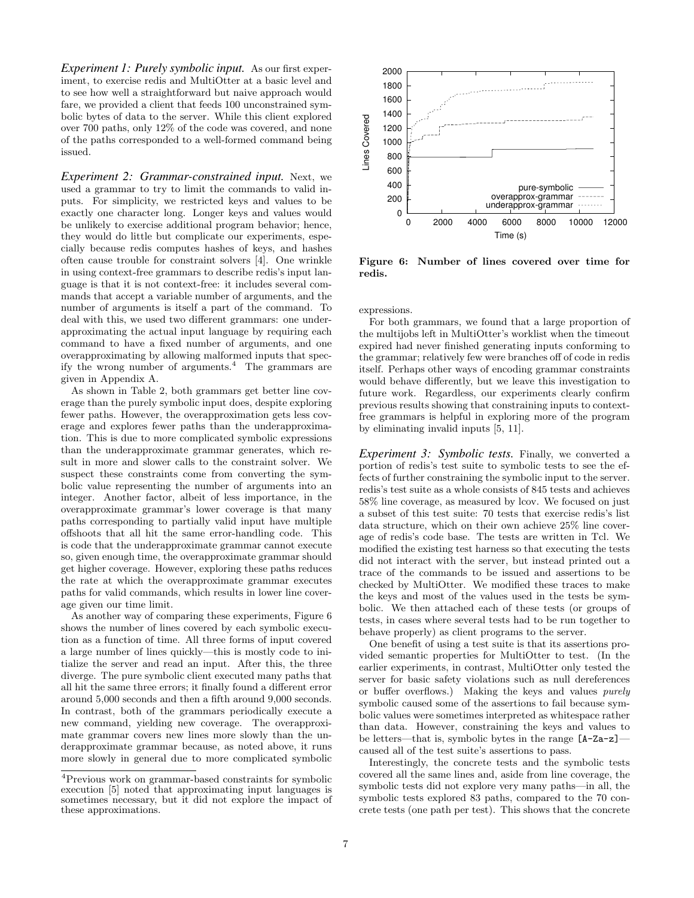*Experiment 1: Purely symbolic input.* As our first experiment, to exercise redis and MultiOtter at a basic level and to see how well a straightforward but naive approach would fare, we provided a client that feeds 100 unconstrained symbolic bytes of data to the server. While this client explored over 700 paths, only 12% of the code was covered, and none of the paths corresponded to a well-formed command being issued.

*Experiment 2: Grammar-constrained input.* Next, we used a grammar to try to limit the commands to valid inputs. For simplicity, we restricted keys and values to be exactly one character long. Longer keys and values would be unlikely to exercise additional program behavior; hence, they would do little but complicate our experiments, especially because redis computes hashes of keys, and hashes often cause trouble for constraint solvers [4]. One wrinkle in using context-free grammars to describe redis's input language is that it is not context-free: it includes several commands that accept a variable number of arguments, and the number of arguments is itself a part of the command. To deal with this, we used two different grammars: one underapproximating the actual input language by requiring each command to have a fixed number of arguments, and one overapproximating by allowing malformed inputs that specify the wrong number of arguments.[4] The grammars are given in Appendix A.

As shown in Table 2, both grammars get better line coverage than the purely symbolic input does, despite exploring fewer paths. However, the overapproximation gets less coverage and explores fewer paths than the underapproximation. This is due to more complicated symbolic expressions than the underapproximate grammar generates, which result in more and slower calls to the constraint solver. We suspect these constraints come from converting the symbolic value representing the number of arguments into an integer. Another factor, albeit of less importance, in the overapproximate grammar's lower coverage is that many paths corresponding to partially valid input have multiple offshoots that all hit the same error-handling code. This is code that the underapproximate grammar cannot execute so, given enough time, the overapproximate grammar should get higher coverage. However, exploring these paths reduces the rate at which the overapproximate grammar executes paths for valid commands, which results in lower line coverage given our time limit.

As another way of comparing these experiments, Figure 6 shows the number of lines covered by each symbolic execution as a function of time. All three forms of input covered a large number of lines quickly—this is mostly code to initialize the server and read an input. After this, the three diverge. The pure symbolic client executed many paths that all hit the same three errors; it finally found a different error around 5,000 seconds and then a fifth around 9,000 seconds. In contrast, both of the grammars periodically execute a new command, yielding new coverage. The overapproximate grammar covers new lines more slowly than the underapproximate grammar because, as noted above, it runs more slowly in general due to more complicated symbolic expressions.

Lines Covered
2000
1800
1600
1400
1200
1000
800
600
400
200
0
0 2000 4000 6000 8000 10000 12000
Time (s)
pure-symbolic
overapprox-grammar
underapprox-grammar

**Figure 6: Number of lines covered over time for redis.**

For both grammars, we found that a large proportion of the multijobs left in MultiOtter's worklist when the timeout expired had never finished generating inputs conforming to the grammar; relatively few were branches off of code in redis itself. Perhaps other ways of encoding grammar constraints would behave differently, but we leave this investigation to future work. Regardless, our experiments clearly confirm previous results showing that constraining inputs to context-free grammars is helpful in exploring more of the program by eliminating invalid inputs [5, 11].

*Experiment 3: Symbolic tests.* Finally, we converted a portion of redis's test suite to symbolic tests to see the effects of further constraining the symbolic input to the server. redis's test suite as a whole consists of 845 tests and achieves 58% line coverage, as measured by lcov. We focused on just a subset of this test suite: 70 tests that exercise redis's list data structure, which on their own achieve 25% line coverage of redis's code base. The tests are written in Tcl. We modified the existing test harness so that executing the tests did not interact with the server, but instead printed out a trace of the commands to be issued and assertions to be checked by MultiOtter. We modified these traces to make the keys and most of the values used in the tests be symbolic. We then attached each of these tests (or groups of tests, in cases where several tests had to be run together to behave properly) as client programs to the server.

One benefit of using a test suite is that its assertions provided semantic properties for MultiOtter to test. (In the earlier experiments, in contrast, MultiOtter only tested the server for basic safety violations such as null dereferences or buffer overflows.) Making the keys and values *purely* symbolic caused some of the assertions to fail because symbolic values were sometimes interpreted as whitespace rather than data. However, constraining the keys and values to be letters—that is, symbolic bytes in the range `[A-Za-z]`—caused all of the test suite's assertions to pass.

Interestingly, the concrete tests and the symbolic tests covered all the same lines and, aside from line coverage, the symbolic tests did not explore very many paths—in all, the symbolic tests explored 83 paths, compared to the 70 concrete tests (one path per test). This shows that the concrete

[4]Previous work on grammar-based constraints for symbolic execution [5] noted that approximating input languages is sometimes necessary, but it did not explore the impact of these approximations.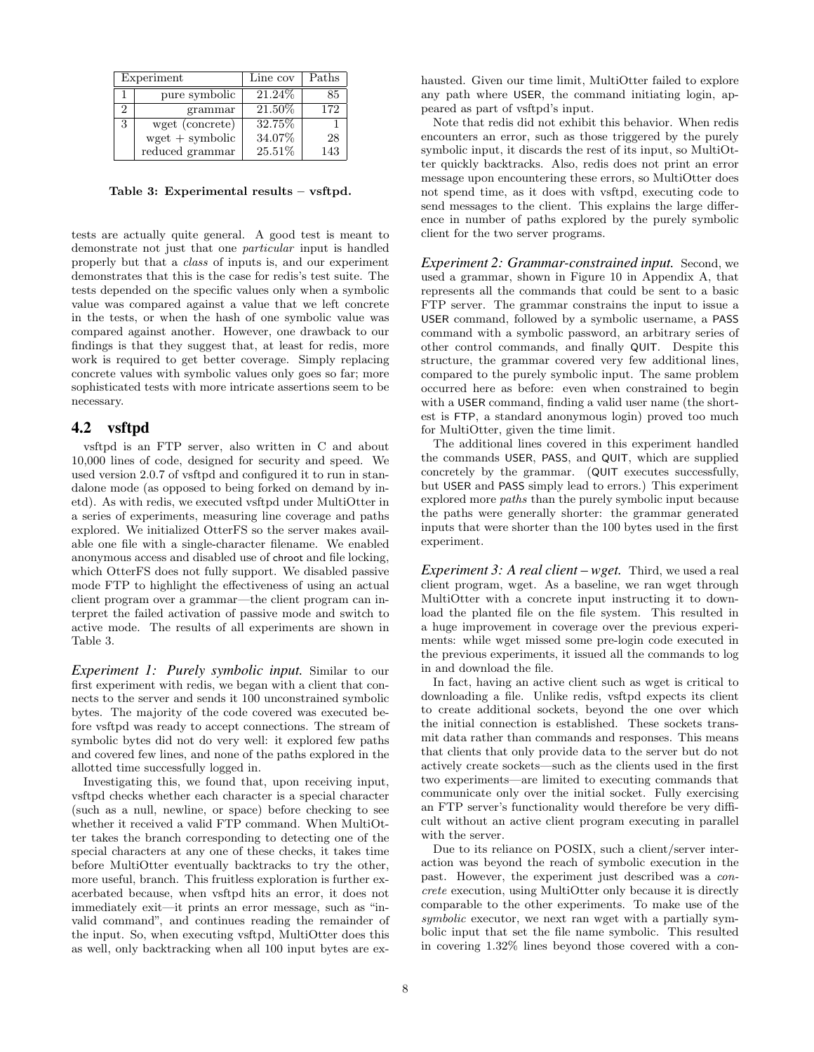| Experiment | | Line cov | Paths |
|---|---|---|---|
| 1 | pure symbolic | 21.24% | 85 |
| 2 | grammar | 21.50% | 172 |
| 3 | wget (concrete) | 32.75% | 1 |
| | wget + symbolic | 34.07% | 28 |
| | reduced grammar | 25.51% | 143 |

**Table 3: Experimental results – vsftpd.**

tests are actually quite general. A good test is meant to demonstrate not just that one *particular* input is handled properly but that a *class* of inputs is, and our experiment demonstrates that this is the case for redis's test suite. The tests depended on the specific values only when a symbolic value was compared against a value that we left concrete in the tests, or when the hash of one symbolic value was compared against another. However, one drawback to our findings is that they suggest that, at least for redis, more work is required to get better coverage. Simply replacing concrete values with symbolic values only goes so far; more sophisticated tests with more intricate assertions seem to be necessary.

## 4.2 vsftpd

vsftpd is an FTP server, also written in C and about 10,000 lines of code, designed for security and speed. We used version 2.0.7 of vsftpd and configured it to run in standalone mode (as opposed to being forked on demand by inetd). As with redis, we executed vsftpd under MultiOtter in a series of experiments, measuring line coverage and paths explored. We initialized OtterFS so the server makes available one file with a single-character filename. We enabled anonymous access and disabled use of chroot and file locking, which OtterFS does not fully support. We disabled passive mode FTP to highlight the effectiveness of using an actual client program over a grammar—the client program can interpret the failed activation of passive mode and switch to active mode. The results of all experiments are shown in Table 3.

***Experiment 1: Purely symbolic input.*** Similar to our first experiment with redis, we began with a client that connects to the server and sends it 100 unconstrained symbolic bytes. The majority of the code covered was executed before vsftpd was ready to accept connections. The stream of symbolic bytes did not do very well: it explored few paths and covered few lines, and none of the paths explored in the allotted time successfully logged in.

Investigating this, we found that, upon receiving input, vsftpd checks whether each character is a special character (such as a null, newline, or space) before checking to see whether it received a valid FTP command. When MultiOtter takes the branch corresponding to detecting one of the special characters at any one of these checks, it takes time before MultiOtter eventually backtracks to try the other, more useful, branch. This fruitless exploration is further exacerbated because, when vsftpd hits an error, it does not immediately exit—it prints an error message, such as "invalid command", and continues reading the remainder of the input. So, when executing vsftpd, MultiOtter does this as well, only backtracking when all 100 input bytes are exhausted. Given our time limit, MultiOtter failed to explore any path where USER, the command initiating login, appeared as part of vsftpd's input.

Note that redis did not exhibit this behavior. When redis encounters an error, such as those triggered by the purely symbolic input, it discards the rest of its input, so MultiOtter quickly backtracks. Also, redis does not print an error message upon encountering these errors, so MultiOtter does not spend time, as it does with vsftpd, executing code to send messages to the client. This explains the large difference in number of paths explored by the purely symbolic client for the two server programs.

***Experiment 2: Grammar-constrained input.*** Second, we used a grammar, shown in Figure 10 in Appendix A, that represents all the commands that could be sent to a basic FTP server. The grammar constrains the input to issue a USER command, followed by a symbolic username, a PASS command with a symbolic password, an arbitrary series of other control commands, and finally QUIT. Despite this structure, the grammar covered very few additional lines, compared to the purely symbolic input. The same problem occurred here as before: even when constrained to begin with a USER command, finding a valid user name (the shortest is FTP, a standard anonymous login) proved too much for MultiOtter, given the time limit.

The additional lines covered in this experiment handled the commands USER, PASS, and QUIT, which are supplied concretely by the grammar. (QUIT executes successfully, but USER and PASS simply lead to errors.) This experiment explored more *paths* than the purely symbolic input because the paths were generally shorter: the grammar generated inputs that were shorter than the 100 bytes used in the first experiment.

***Experiment 3: A real client – wget.*** Third, we used a real client program, wget. As a baseline, we ran wget through MultiOtter with a concrete input instructing it to download the planted file on the file system. This resulted in a huge improvement in coverage over the previous experiments: while wget missed some pre-login code executed in the previous experiments, it issued all the commands to log in and download the file.

In fact, having an active client such as wget is critical to downloading a file. Unlike redis, vsftpd expects its client to create additional sockets, beyond the one over which the initial connection is established. These sockets transmit data rather than commands and responses. This means that clients that only provide data to the server but do not actively create sockets—such as the clients used in the first two experiments—are limited to executing commands that communicate only over the initial socket. Fully exercising an FTP server's functionality would therefore be very difficult without an active client program executing in parallel with the server.

Due to its reliance on POSIX, such a client/server interaction was beyond the reach of symbolic execution in the past. However, the experiment just described was a *concrete* execution, using MultiOtter only because it is directly comparable to the other experiments. To make use of the *symbolic* executor, we next ran wget with a partially symbolic input that set the file name symbolic. This resulted in covering 1.32% lines beyond those covered with a con-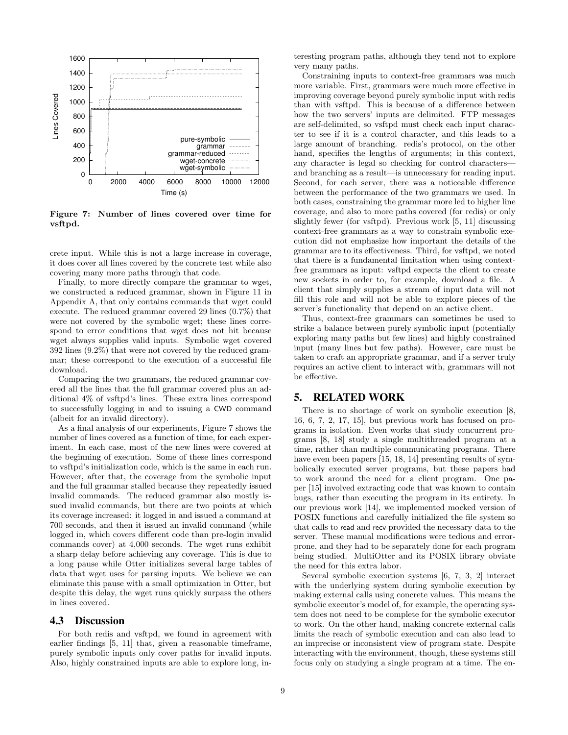1600
1400
1200
1000
800
600
400
200
0

Lines Covered

0 2000 4000 6000 8000 10000 12000

Time (s)

pure-symbolic
grammar
grammar-reduced
wget-concrete
wget-symbolic

**Figure 7: Number of lines covered over time for vsftpd.**

crete input. While this is not a large increase in coverage, it does cover all lines covered by the concrete test while also covering many more paths through that code.

Finally, to more directly compare the grammar to wget, we constructed a reduced grammar, shown in Figure 11 in Appendix A, that only contains commands that wget could execute. The reduced grammar covered 29 lines (0.7%) that were not covered by the symbolic wget; these lines correspond to error conditions that wget does not hit because wget always supplies valid inputs. Symbolic wget covered 392 lines (9.2%) that were not covered by the reduced grammar; these correspond to the execution of a successful file download.

Comparing the two grammars, the reduced grammar covered all the lines that the full grammar covered plus an additional 4% of vsftpd's lines. These extra lines correspond to successfully logging in and to issuing a CWD command (albeit for an invalid directory).

As a final analysis of our experiments, Figure 7 shows the number of lines covered as a function of time, for each experiment. In each case, most of the new lines were covered at the beginning of execution. Some of these lines correspond to vsftpd's initialization code, which is the same in each run. However, after that, the coverage from the symbolic input and the full grammar stalled because they repeatedly issued invalid commands. The reduced grammar also mostly issued invalid commands, but there are two points at which its coverage increased: it logged in and issued a command at 700 seconds, and then it issued an invalid command (while logged in, which covers different code than pre-login invalid commands cover) at 4,000 seconds. The wget runs exhibit a sharp delay before achieving any coverage. This is due to a long pause while Otter initializes several large tables of data that wget uses for parsing inputs. We believe we can eliminate this pause with a small optimization in Otter, but despite this delay, the wget runs quickly surpass the others in lines covered.

### 4.3 Discussion

For both redis and vsftpd, we found in agreement with earlier findings [5, 11] that, given a reasonable timeframe, purely symbolic inputs only cover paths for invalid inputs. Also, highly constrained inputs are able to explore long, interesting program paths, although they tend not to explore very many paths.

Constraining inputs to context-free grammars was much more variable. First, grammars were much more effective in improving coverage beyond purely symbolic input with redis than with vsftpd. This is because of a difference between how the two servers' inputs are delimited. FTP messages are self-delimited, so vsftpd must check each input character to see if it is a control character, and this leads to a large amount of branching. redis's protocol, on the other hand, specifies the lengths of arguments; in this context, any character is legal so checking for control characters—and branching as a result—is unnecessary for reading input. Second, for each server, there was a noticeable difference between the performance of the two grammars we used. In both cases, constraining the grammar more led to higher line coverage, and also to more paths covered (for redis) or only slightly fewer (for vsftpd). Previous work [5, 11] discussing context-free grammars as a way to constrain symbolic execution did not emphasize how important the details of the grammar are to its effectiveness. Third, for vsftpd, we noted that there is a fundamental limitation when using context-free grammars as input: vsftpd expects the client to create new sockets in order to, for example, download a file. A client that simply supplies a stream of input data will not fill this role and will not be able to explore pieces of the server's functionality that depend on an active client.

Thus, context-free grammars can sometimes be used to strike a balance between purely symbolic input (potentially exploring many paths but few lines) and highly constrained input (many lines but few paths). However, care must be taken to craft an appropriate grammar, and if a server truly requires an active client to interact with, grammars will not be effective.

## 5. RELATED WORK

There is no shortage of work on symbolic execution [8, 16, 6, 7, 2, 17, 15], but previous work has focused on programs in isolation. Even works that study concurrent programs [8, 18] study a single multithreaded program at a time, rather than multiple communicating programs. There have even been papers [15, 18, 14] presenting results of symbolically executed server programs, but these papers had to work around the need for a client program. One paper [15] involved extracting code that was known to contain bugs, rather than executing the program in its entirety. In our previous work [14], we implemented mocked version of POSIX functions and carefully initialized the file system so that calls to read and recv provided the necessary data to the server. These manual modifications were tedious and error-prone, and they had to be separately done for each program being studied. MultiOtter and its POSIX library obviate the need for this extra labor.

Several symbolic execution systems [6, 7, 3, 2] interact with the underlying system during symbolic execution by making external calls using concrete values. This means the symbolic executor's model of, for example, the operating system does not need to be complete for the symbolic executor to work. On the other hand, making concrete external calls limits the reach of symbolic execution and can also lead to an imprecise or inconsistent view of program state. Despite interacting with the environment, though, these systems still focus only on studying a single program at a time. The en-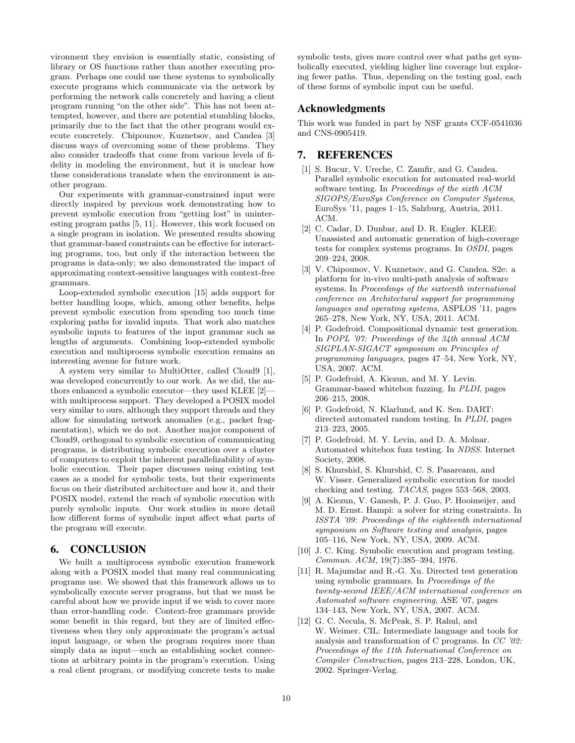vironment they envision is essentially static, consisting of library or OS functions rather than another executing program. Perhaps one could use these systems to symbolically execute programs which communicate via the network by performing the network calls concretely and having a client program running "on the other side". This has not been attempted, however, and there are potential stumbling blocks, primarily due to the fact that the other program would execute concretely. Chipounov, Kuznetsov, and Candea [3] discuss ways of overcoming some of these problems. They also consider tradeoffs that come from various levels of fidelity in modeling the environment, but it is unclear how these considerations translate when the environment is another program.

Our experiments with grammar-constrained input were directly inspired by previous work demonstrating how to prevent symbolic execution from "getting lost" in uninteresting program paths [5, 11]. However, this work focused on a single program in isolation. We presented results showing that grammar-based constraints can be effective for interacting programs, too, but only if the interaction between the programs is data-only; we also demonstrated the impact of approximating context-sensitive languages with context-free grammars.

Loop-extended symbolic execution [15] adds support for better handling loops, which, among other benefits, helps prevent symbolic execution from spending too much time exploring paths for invalid inputs. That work also matches symbolic inputs to features of the input grammar such as lengths of arguments. Combining loop-extended symbolic execution and multiprocess symbolic execution remains an interesting avenue for future work.

A system very similar to MultiOtter, called Cloud9 [1], was developed concurrently to our work. As we did, the authors enhanced a symbolic executor—they used KLEE [2]—with multiprocess support. They developed a POSIX model very similar to ours, although they support threads and they allow for simulating network anomalies (e.g., packet fragmentation), which we do not. Another major component of Cloud9, orthogonal to symbolic execution of communicating programs, is distributing symbolic execution over a cluster of computers to exploit the inherent parallelizability of symbolic execution. Their paper discusses using existing test cases as a model for symbolic tests, but their experiments focus on their distributed architecture and how it, and their POSIX model, extend the reach of symbolic execution with purely symbolic inputs. Our work studies in more detail how different forms of symbolic input affect what parts of the program will execute.

## 6. CONCLUSION

We built a multiprocess symbolic execution framework along with a POSIX model that many real communicating programs use. We showed that this framework allows us to symbolically execute server programs, but that we must be careful about how we provide input if we wish to cover more than error-handling code. Context-free grammars provide some benefit in this regard, but they are of limited effectiveness when they only approximate the program's actual input language, or when the program requires more than simply data as input—such as establishing socket connections at arbitrary points in the program's execution. Using a real client program, or modifying concrete tests to make symbolic tests, gives more control over what paths get symbolically executed, yielding higher line coverage but exploring fewer paths. Thus, depending on the testing goal, each of these forms of symbolic input can be useful.

## Acknowledgments

This work was funded in part by NSF grants CCF-0541036 and CNS-0905419.

## 7. REFERENCES

[1] S. Bucur, V. Ureche, C. Zamfir, and G. Candea. Parallel symbolic execution for automated real-world software testing. In *Proceedings of the sixth ACM SIGOPS/EuroSys Conference on Computer Systems*, EuroSys '11, pages 1–15, Salzburg, Austria, 2011. ACM.

[2] C. Cadar, D. Dunbar, and D. R. Engler. KLEE: Unassisted and automatic generation of high-coverage tests for complex systems programs. In *OSDI*, pages 209–224, 2008.

[3] V. Chipounov, V. Kuznetsov, and G. Candea. S2e: a platform for in-vivo multi-path analysis of software systems. In *Proceedings of the sixteenth international conference on Architectural support for programming languages and operating systems*, ASPLOS '11, pages 265–278, New York, NY, USA, 2011. ACM.

[4] P. Godefroid. Compositional dynamic test generation. In *POPL '07: Proceedings of the 34th annual ACM SIGPLAN-SIGACT symposium on Principles of programming languages*, pages 47–54, New York, NY, USA, 2007. ACM.

[5] P. Godefroid, A. Kiezun, and M. Y. Levin. Grammar-based whitebox fuzzing. In *PLDI*, pages 206–215, 2008.

[6] P. Godefroid, N. Klarlund, and K. Sen. DART: directed automated random testing. In *PLDI*, pages 213–223, 2005.

[7] P. Godefroid, M. Y. Levin, and D. A. Molnar. Automated whitebox fuzz testing. In *NDSS*. Internet Society, 2008.

[8] S. Khurshid, S. Khurshid, C. S. Pasareanu, and W. Visser. Generalized symbolic execution for model checking and testing. *TACAS*, pages 553–568, 2003.

[9] A. Kiezun, V. Ganesh, P. J. Guo, P. Hooimeijer, and M. D. Ernst. Hampi: a solver for string constraints. In *ISSTA '09: Proceedings of the eighteenth international symposium on Software testing and analysis*, pages 105–116, New York, NY, USA, 2009. ACM.

[10] J. C. King. Symbolic execution and program testing. *Commun. ACM*, 19(7):385–394, 1976.

[11] R. Majumdar and R.-G. Xu. Directed test generation using symbolic grammars. In *Proceedings of the twenty-second IEEE/ACM international conference on Automated software engineering*, ASE '07, pages 134–143, New York, NY, USA, 2007. ACM.

[12] G. C. Necula, S. McPeak, S. P. Rahul, and W. Weimer. CIL: Intermediate language and tools for analysis and transformation of C programs. In *CC '02: Proceedings of the 11th International Conference on Compiler Construction*, pages 213–228, London, UK, 2002. Springer-Verlag.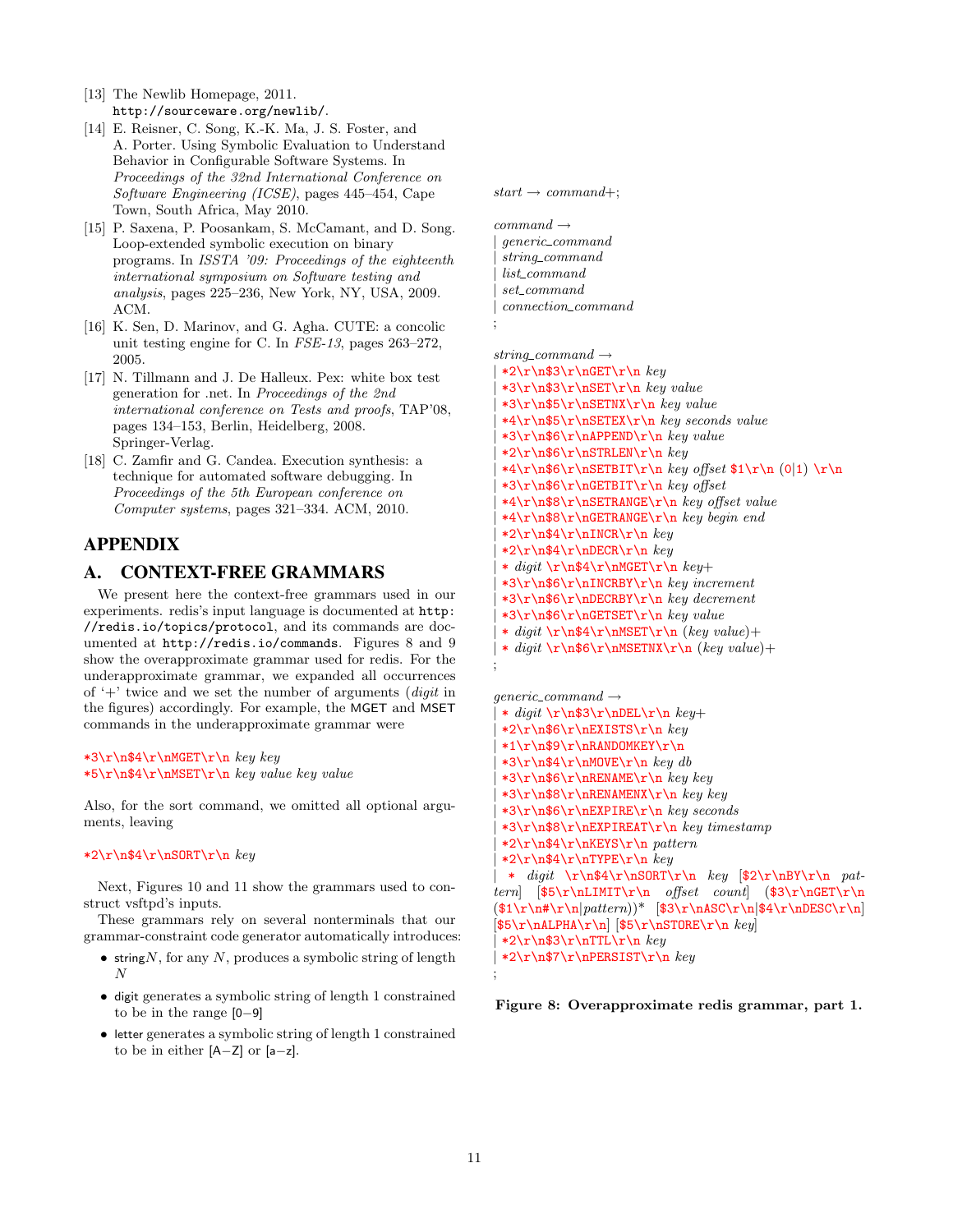[13] The Newlib Homepage, 2011. http://sourceware.org/newlib/.

[14] E. Reisner, C. Song, K.-K. Ma, J. S. Foster, and A. Porter. Using Symbolic Evaluation to Understand Behavior in Configurable Software Systems. In *Proceedings of the 32nd International Conference on Software Engineering (ICSE)*, pages 445–454, Cape Town, South Africa, May 2010.

[15] P. Saxena, P. Poosankam, S. McCamant, and D. Song. Loop-extended symbolic execution on binary programs. In *ISSTA '09: Proceedings of the eighteenth international symposium on Software testing and analysis*, pages 225–236, New York, NY, USA, 2009. ACM.

[16] K. Sen, D. Marinov, and G. Agha. CUTE: a concolic unit testing engine for C. In *FSE-13*, pages 263–272, 2005.

[17] N. Tillmann and J. De Halleux. Pex: white box test generation for .net. In *Proceedings of the 2nd international conference on Tests and proofs*, TAP'08, pages 134–153, Berlin, Heidelberg, 2008. Springer-Verlag.

[18] C. Zamfir and G. Candea. Execution synthesis: a technique for automated software debugging. In *Proceedings of the 5th European conference on Computer systems*, pages 321–334. ACM, 2010.

# APPENDIX

## A. CONTEXT-FREE GRAMMARS

We present here the context-free grammars used in our experiments. redis's input language is documented at http://redis.io/topics/protocol, and its commands are documented at http://redis.io/commands. Figures 8 and 9 show the overapproximate grammar used for redis. For the underapproximate grammar, we expanded all occurrences of '+' twice and we set the number of arguments (*digit* in the figures) accordingly. For example, the MGET and MSET commands in the underapproximate grammar were

```
*3\r\n$4\r\nMGET\r\n key key
*5\r\n$4\r\nMSET\r\n key value key value
```

Also, for the sort command, we omitted all optional arguments, leaving

```
*2\r\n$4\r\nSORT\r\n key
```

Next, Figures 10 and 11 show the grammars used to construct vsftpd's inputs.

These grammars rely on several nonterminals that our grammar-constraint code generator automatically introduces:

- string*N*, for any *N*, produces a symbolic string of length *N*
- digit generates a symbolic string of length 1 constrained to be in the range [0−9]
- letter generates a symbolic string of length 1 constrained to be in either [A−Z] or [a−z].

```
start → command+;

command →
| generic_command
| string_command
| list_command
| set_command
| connection_command
;

string_command →
| *2\r\n$3\r\nGET\r\n key
| *3\r\n$3\r\nSET\r\n key value
| *3\r\n$5\r\nSETNX\r\n key value
| *4\r\n$5\r\nSETEX\r\n key seconds value
| *3\r\n$6\r\nAPPEND\r\n key value
| *2\r\n$6\r\nSTRLEN\r\n key
| *4\r\n$6\r\nSETBIT\r\n key offset $1\r\n (0|1) \r\n
| *3\r\n$6\r\nGETBIT\r\n key offset
| *4\r\n$8\r\nSETRANGE\r\n key offset value
| *4\r\n$8\r\nGETRANGE\r\n key begin end
| *2\r\n$4\r\nINCR\r\n key
| *2\r\n$4\r\nDECR\r\n key
| * digit \r\n$4\r\nMGET\r\n key+
| *3\r\n$6\r\nINCRBY\r\n key increment
| *3\r\n$6\r\nDECRBY\r\n key decrement
| *3\r\n$6\r\nGETSET\r\n key value
| * digit \r\n$4\r\nMSET\r\n (key value)+
| * digit \r\n$6\r\nMSETNX\r\n (key value)+
;

generic_command →
| * digit \r\n$3\r\nDEL\r\n key+
| *2\r\n$6\r\nEXISTS\r\n key
| *1\r\n$9\r\nRANDOMKEY\r\n
| *3\r\n$4\r\nMOVE\r\n key db
| *3\r\n$6\r\nRENAME\r\n key key
| *3\r\n$8\r\nRENAMENX\r\n key key
| *3\r\n$6\r\nEXPIRE\r\n key seconds
| *3\r\n$8\r\nEXPIREAT\r\n key timestamp
| *2\r\n$4\r\nKEYS\r\n pattern
| *2\r\n$4\r\nTYPE\r\n key
| * digit \r\n$4\r\nSORT\r\n key [$2\r\nBY\r\n pattern] [$5\r\nLIMIT\r\n offset count] ($3\r\nGET\r\n ($1\r\n#\r\n|pattern))* [$3\r\nASC\r\n|$4\r\nDESC\r\n] [$5\r\nALPHA\r\n] [$5\r\nSTORE\r\n key]
| *2\r\n$3\r\nTTL\r\n key
| *2\r\n$7\r\nPERSIST\r\n key
;
```

**Figure 8: Overapproximate redis grammar, part 1.**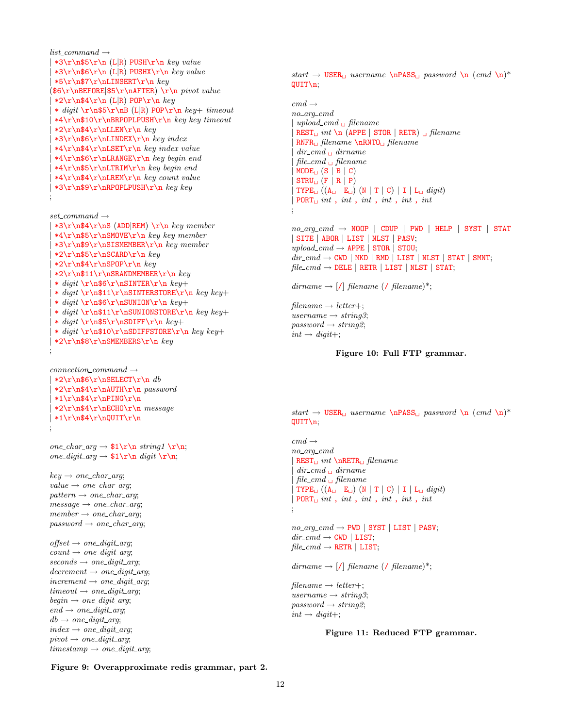```
list_command →
| *3\r\n$5\r\n (L|R) PUSH\r\n key value
| *3\r\n$6\r\n (L|R) PUSHX\r\n key value
| *5\r\n$7\r\nLINSERT\r\n key
($6\r\nBEFORE|$5\r\nAFTER) \r\n pivot value
| *2\r\n$4\r\n (L|R) POP\r\n key
| * digit \r\n$5\r\nB (L|R) POP\r\n key+ timeout
| *4\r\n$10\r\nBRPOPLPUSH\r\n key key timeout
| *2\r\n$4\r\nLLEN\r\n key
| *3\r\n$6\r\nLINDEX\r\n key index
| *4\r\n$4\r\nLSET\r\n key index value
| *4\r\n$6\r\nLRANGE\r\n key begin end
| *4\r\n$5\r\nLTRIM\r\n key begin end
| *4\r\n$4\r\nLREM\r\n key count value
| *3\r\n$9\r\nRPOPLPUSH\r\n key key
;

set_command →
| *3\r\n$4\r\nS (ADD|REM) \r\n key member
| *4\r\n$5\r\nSMOVE\r\n key key member
| *3\r\n$9\r\nSISMEMBER\r\n key member
| *2\r\n$5\r\nSCARD\r\n key
| *2\r\n$4\r\nSPOP\r\n key
| *2\r\n$11\r\nSRANDMEMBER\r\n key
| * digit \r\n$6\r\nSINTER\r\n key+
| * digit \r\n$11\r\nSINTERSTORE\r\n key key+
| * digit \r\n$6\r\nSUNION\r\n key+
| * digit \r\n$11\r\nSUNIONSTORE\r\n key key+
| * digit \r\n$5\r\nSDIFF\r\n key+
| * digit \r\n$10\r\nSDIFFSTORE\r\n key key+
| *2\r\n$8\r\nSMEMBERS\r\n key
;

connection_command →
| *2\r\n$6\r\nSELECT\r\n db
| *2\r\n$4\r\nAUTH\r\n password
| *1\r\n$4\r\nPING\r\n
| *2\r\n$4\r\nECHO\r\n message
| *1\r\n$4\r\nQUIT\r\n
;

one_char_arg → $1\r\n string1 \r\n;
one_digit_arg → $1\r\n digit \r\n;

key → one_char_arg;
value → one_char_arg;
pattern → one_char_arg;
message → one_char_arg;
member → one_char_arg;
password → one_char_arg;

offset → one_digit_arg;
count → one_digit_arg;
seconds → one_digit_arg;
decrement → one_digit_arg;
increment → one_digit_arg;
timeout → one_digit_arg;
begin → one_digit_arg;
end → one_digit_arg;
db → one_digit_arg;
index → one_digit_arg;
pivot → one_digit_arg;
timestamp → one_digit_arg;
```

**Figure 9: Overapproximate redis grammar, part 2.**

```
start → USER␣ username \nPASS␣ password \n (cmd \n)*
QUIT\n;

cmd →
no_arg_cmd
| upload_cmd ␣ filename
| REST␣ int \n (APPE | STOR | RETR) ␣ filename
| RNFR␣ filename \nRNTO␣ filename
| dir_cmd ␣ dirname
| file_cmd ␣ filename
| MODE␣ (S | B | C)
| STRU␣ (F | R | P)
| TYPE␣ ((A␣ | E␣) (N | T | C) | I | L␣ digit)
| PORT␣ int , int , int , int , int , int
;

no_arg_cmd → NOOP | CDUP | PWD | HELP | SYST | STAT
| SITE | ABOR | LIST | NLST | PASV;
upload_cmd → APPE | STOR | STOU;
dir_cmd → CWD | MKD | RMD | LIST | NLST | STAT | SMNT;
file_cmd → DELE | RETR | LIST | NLST | STAT;

dirname → [/] filename (/ filename)*;

filename → letter+;
username → string3;
password → string2;
int → digit+;
```

**Figure 10: Full FTP grammar.**

```
start → USER␣ username \nPASS␣ password \n (cmd \n)*
QUIT\n;

cmd →
no_arg_cmd
| REST␣ int \nRETR␣ filename
| dir_cmd ␣ dirname
| file_cmd ␣ filename
| TYPE␣ ((A␣ | E␣) (N | T | C) | I | L␣ digit)
| PORT␣ int , int , int , int , int , int
;

no_arg_cmd → PWD | SYST | LIST | PASV;
dir_cmd → CWD | LIST;
file_cmd → RETR | LIST;

dirname → [/] filename (/ filename)*;

filename → letter+;
username → string3;
password → string2;
int → digit+;
```

**Figure 11: Reduced FTP grammar.**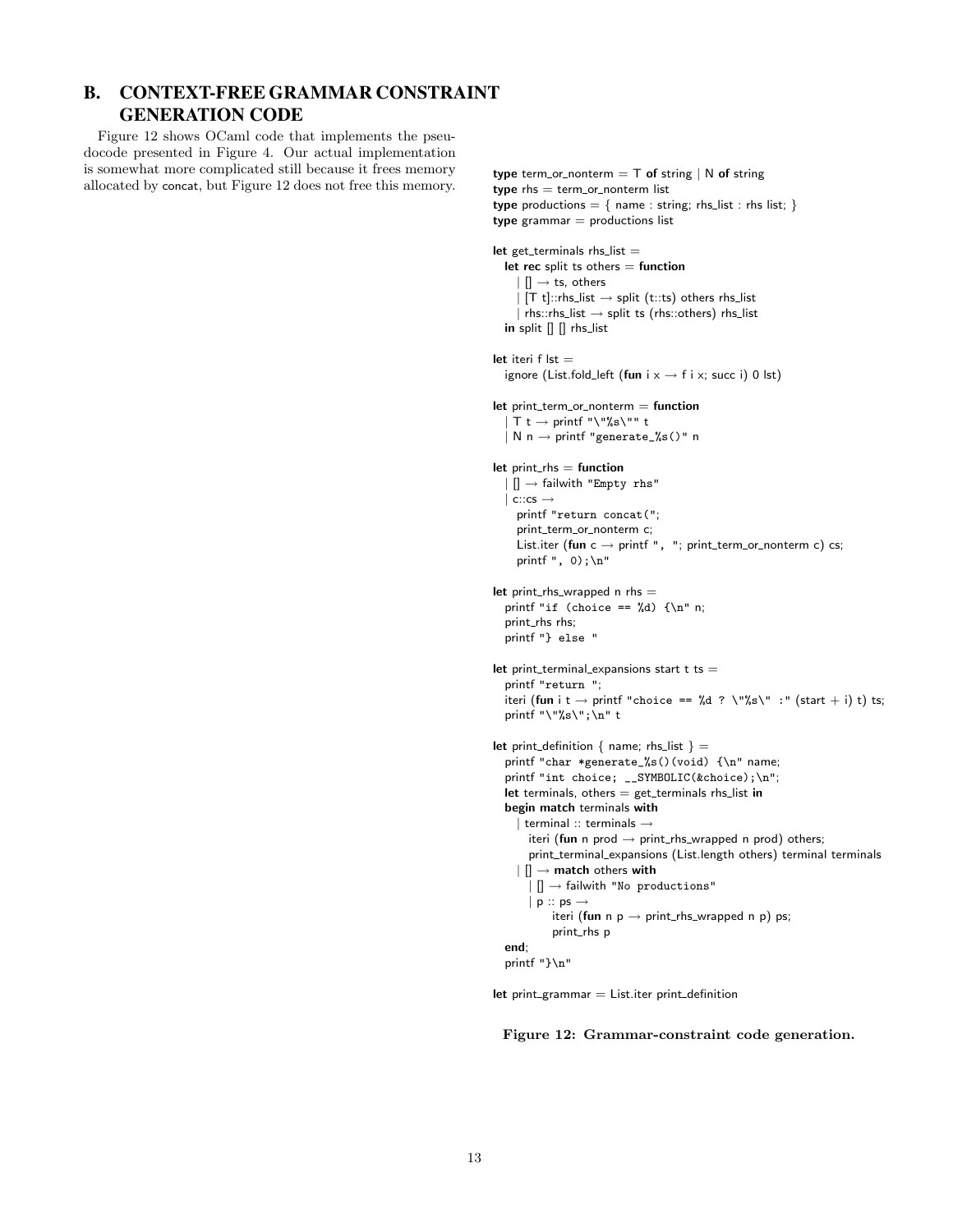## B. CONTEXT-FREE GRAMMAR CONSTRAINT GENERATION CODE

Figure 12 shows OCaml code that implements the pseudocode presented in Figure 4. Our actual implementation is somewhat more complicated still because it frees memory allocated by concat, but Figure 12 does not free this memory.

```
type term_or_nonterm = T of string | N of string
type rhs = term_or_nonterm list
type productions = { name : string; rhs_list : rhs list; }
type grammar = productions list

let get_terminals rhs_list =
  let rec split ts others = function
    | [] → ts, others
    | [T t]::rhs_list → split (t::ts) others rhs_list
    | rhs::rhs_list → split ts (rhs::others) rhs_list
  in split [] [] rhs_list

let iteri f lst =
  ignore (List.fold_left (fun i x → f i x; succ i) 0 lst)

let print_term_or_nonterm = function
  | T t → printf "\"%s\"" t
  | N n → printf "generate_%s()" n

let print_rhs = function
  | [] → failwith "Empty rhs"
  | c::cs →
    printf "return concat(";
    print_term_or_nonterm c;
    List.iter (fun c → printf ", "; print_term_or_nonterm c) cs;
    printf ", 0);\n"

let print_rhs_wrapped n rhs =
  printf "if (choice == %d) {\n" n;
  print_rhs rhs;
  printf "} else "

let print_terminal_expansions start t ts =
  printf "return ";
  iteri (fun i t → printf "choice == %d ? \"%s\" :" (start + i) t) ts;
  printf "\"%s\";\n" t

let print_definition { name; rhs_list } =
  printf "char *generate_%s()(void) {\n" name;
  printf "int choice; __SYMBOLIC(&choice);\n";
  let terminals, others = get_terminals rhs_list in
  begin match terminals with
    | terminal :: terminals →
      iteri (fun n prod → print_rhs_wrapped n prod) others;
      print_terminal_expansions (List.length others) terminal terminals
    | [] → match others with
      | [] → failwith "No productions"
      | p :: ps →
          iteri (fun n p → print_rhs_wrapped n p) ps;
          print_rhs p
  end;
  printf "}\n"

let print_grammar = List.iter print_definition
```

**Figure 12: Grammar-constraint code generation.**